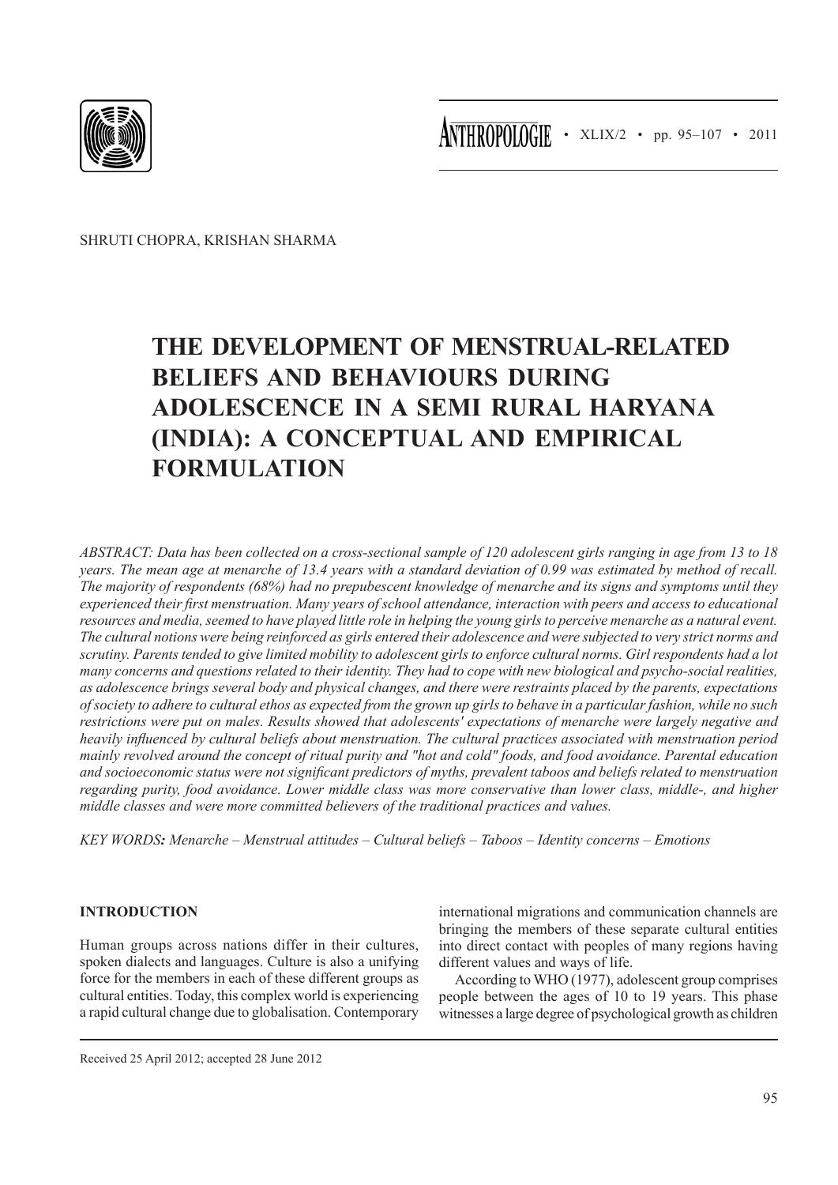SHRUTI CHOPRA, KRISHAN SHARMA

# THE DEVELOPMENT OF MENSTRUAL-RELATED BELIEFS AND BEHAVIOURS DURING ADOLESCENCE IN A SEMI RURAL HARYANA (INDIA): A CONCEPTUAL AND EMPIRICAL FORMULATION

*ABSTRACT: Data has been collected on a cross-sectional sample of 120 adolescent girls ranging in age from 13 to 18 years. The mean age at menarche of 13.4 years with a standard deviation of 0.99 was estimated by method of recall. The majority of respondents (68%) had no prepubescent knowledge of menarche and its signs and symptoms until they experienced their first menstruation. Many years of school attendance, interaction with peers and access to educational resources and media, seemed to have played little role in helping the young girls to perceive menarche as a natural event. The cultural notions were being reinforced as girls entered their adolescence and were subjected to very strict norms and scrutiny. Parents tended to give limited mobility to adolescent girls to enforce cultural norms. Girl respondents had a lot many concerns and questions related to their identity. They had to cope with new biological and psycho-social realities, as adolescence brings several body and physical changes, and there were restraints placed by the parents, expectations of society to adhere to cultural ethos as expected from the grown up girls to behave in a particular fashion, while no such restrictions were put on males. Results showed that adolescents' expectations of menarche were largely negative and heavily influenced by cultural beliefs about menstruation. The cultural practices associated with menstruation period mainly revolved around the concept of ritual purity and "hot and cold" foods, and food avoidance. Parental education and socioeconomic status were not significant predictors of myths, prevalent taboos and beliefs related to menstruation regarding purity, food avoidance. Lower middle class was more conservative than lower class, middle-, and higher middle classes and were more committed believers of the traditional practices and values.*

*KEY WORDS**:** Menarche – Menstrual attitudes – Cultural beliefs – Taboos – Identity concerns – Emotions*

## INTRODUCTION

Human groups across nations differ in their cultures, spoken dialects and languages. Culture is also a unifying force for the members in each of these different groups as cultural entities. Today, this complex world is experiencing a rapid cultural change due to globalisation. Contemporary international migrations and communication channels are bringing the members of these separate cultural entities into direct contact with peoples of many regions having different values and ways of life.

According to WHO (1977), adolescent group comprises people between the ages of 10 to 19 years. This phase witnesses a large degree of psychological growth as children

Received 25 April 2012; accepted 28 June 2012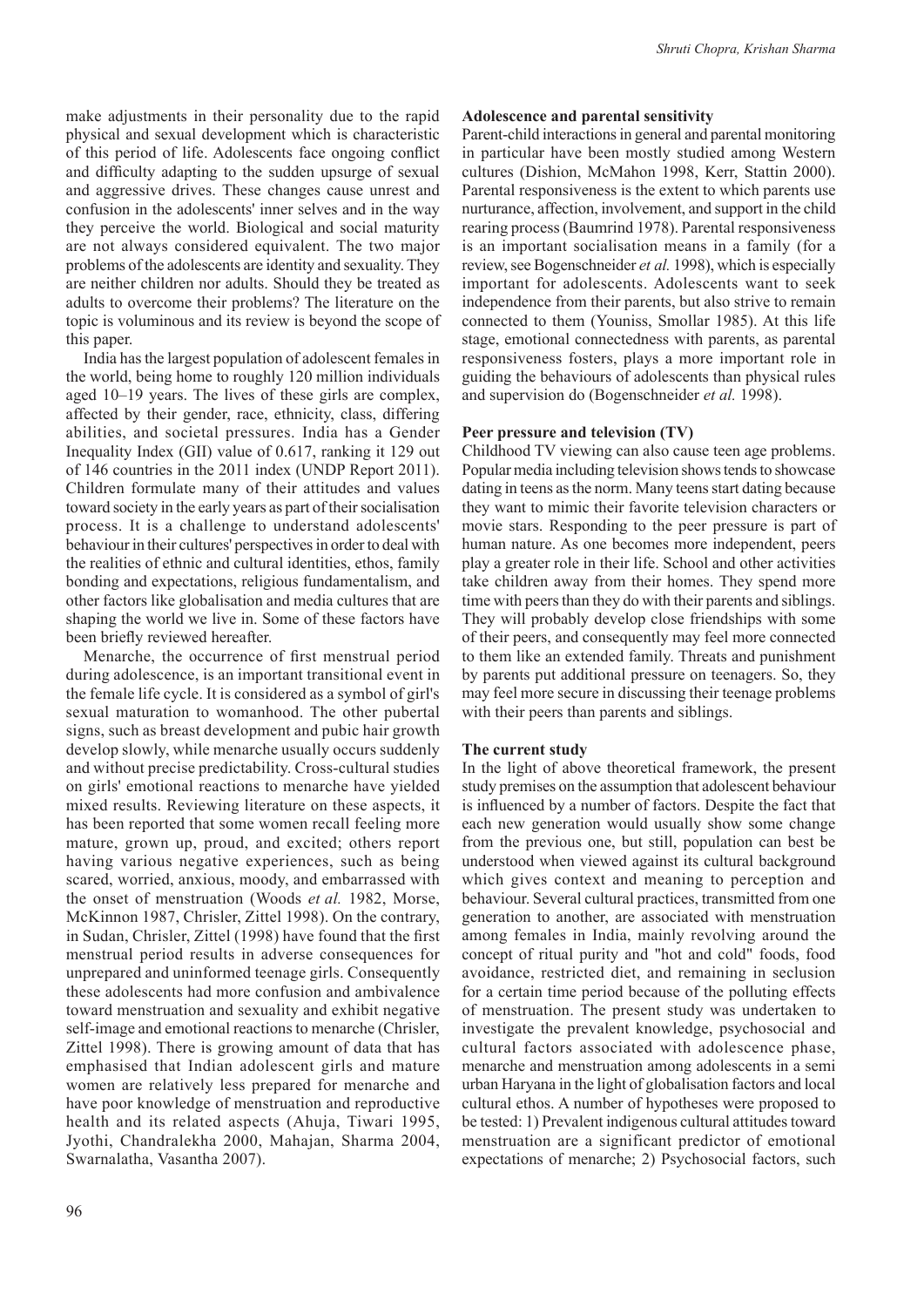make adjustments in their personality due to the rapid physical and sexual development which is characteristic of this period of life. Adolescents face ongoing conflict and difficulty adapting to the sudden upsurge of sexual and aggressive drives. These changes cause unrest and confusion in the adolescents' inner selves and in the way they perceive the world. Biological and social maturity are not always considered equivalent. The two major problems of the adolescents are identity and sexuality. They are neither children nor adults. Should they be treated as adults to overcome their problems? The literature on the topic is voluminous and its review is beyond the scope of this paper.

India has the largest population of adolescent females in the world, being home to roughly 120 million individuals aged 10–19 years. The lives of these girls are complex, affected by their gender, race, ethnicity, class, differing abilities, and societal pressures. India has a Gender Inequality Index (GII) value of 0.617, ranking it 129 out of 146 countries in the 2011 index (UNDP Report 2011). Children formulate many of their attitudes and values toward society in the early years as part of their socialisation process. It is a challenge to understand adolescents' behaviour in their cultures' perspectives in order to deal with the realities of ethnic and cultural identities, ethos, family bonding and expectations, religious fundamentalism, and other factors like globalisation and media cultures that are shaping the world we live in. Some of these factors have been briefly reviewed hereafter.

Menarche, the occurrence of first menstrual period during adolescence, is an important transitional event in the female life cycle. It is considered as a symbol of girl's sexual maturation to womanhood. The other pubertal signs, such as breast development and pubic hair growth develop slowly, while menarche usually occurs suddenly and without precise predictability. Cross-cultural studies on girls' emotional reactions to menarche have yielded mixed results. Reviewing literature on these aspects, it has been reported that some women recall feeling more mature, grown up, proud, and excited; others report having various negative experiences, such as being scared, worried, anxious, moody, and embarrassed with the onset of menstruation (Woods *et al.* 1982, Morse, McKinnon 1987, Chrisler, Zittel 1998). On the contrary, in Sudan, Chrisler, Zittel (1998) have found that the first menstrual period results in adverse consequences for unprepared and uninformed teenage girls. Consequently these adolescents had more confusion and ambivalence toward menstruation and sexuality and exhibit negative self-image and emotional reactions to menarche (Chrisler, Zittel 1998). There is growing amount of data that has emphasised that Indian adolescent girls and mature women are relatively less prepared for menarche and have poor knowledge of menstruation and reproductive health and its related aspects (Ahuja, Tiwari 1995, Jyothi, Chandralekha 2000, Mahajan, Sharma 2004, Swarnalatha, Vasantha 2007).

**Adolescence and parental sensitivity**

Parent-child interactions in general and parental monitoring in particular have been mostly studied among Western cultures (Dishion, McMahon 1998, Kerr, Stattin 2000). Parental responsiveness is the extent to which parents use nurturance, affection, involvement, and support in the child rearing process (Baumrind 1978). Parental responsiveness is an important socialisation means in a family (for a review, see Bogenschneider *et al.* 1998), which is especially important for adolescents. Adolescents want to seek independence from their parents, but also strive to remain connected to them (Youniss, Smollar 1985). At this life stage, emotional connectedness with parents, as parental responsiveness fosters, plays a more important role in guiding the behaviours of adolescents than physical rules and supervision do (Bogenschneider *et al.* 1998).

**Peer pressure and television (TV)**

Childhood TV viewing can also cause teen age problems. Popular media including television shows tends to showcase dating in teens as the norm. Many teens start dating because they want to mimic their favorite television characters or movie stars. Responding to the peer pressure is part of human nature. As one becomes more independent, peers play a greater role in their life. School and other activities take children away from their homes. They spend more time with peers than they do with their parents and siblings. They will probably develop close friendships with some of their peers, and consequently may feel more connected to them like an extended family. Threats and punishment by parents put additional pressure on teenagers. So, they may feel more secure in discussing their teenage problems with their peers than parents and siblings.

**The current study**

In the light of above theoretical framework, the present study premises on the assumption that adolescent behaviour is influenced by a number of factors. Despite the fact that each new generation would usually show some change from the previous one, but still, population can best be understood when viewed against its cultural background which gives context and meaning to perception and behaviour. Several cultural practices, transmitted from one generation to another, are associated with menstruation among females in India, mainly revolving around the concept of ritual purity and "hot and cold" foods, food avoidance, restricted diet, and remaining in seclusion for a certain time period because of the polluting effects of menstruation. The present study was undertaken to investigate the prevalent knowledge, psychosocial and cultural factors associated with adolescence phase, menarche and menstruation among adolescents in a semi urban Haryana in the light of globalisation factors and local cultural ethos. A number of hypotheses were proposed to be tested: 1) Prevalent indigenous cultural attitudes toward menstruation are a significant predictor of emotional expectations of menarche; 2) Psychosocial factors, such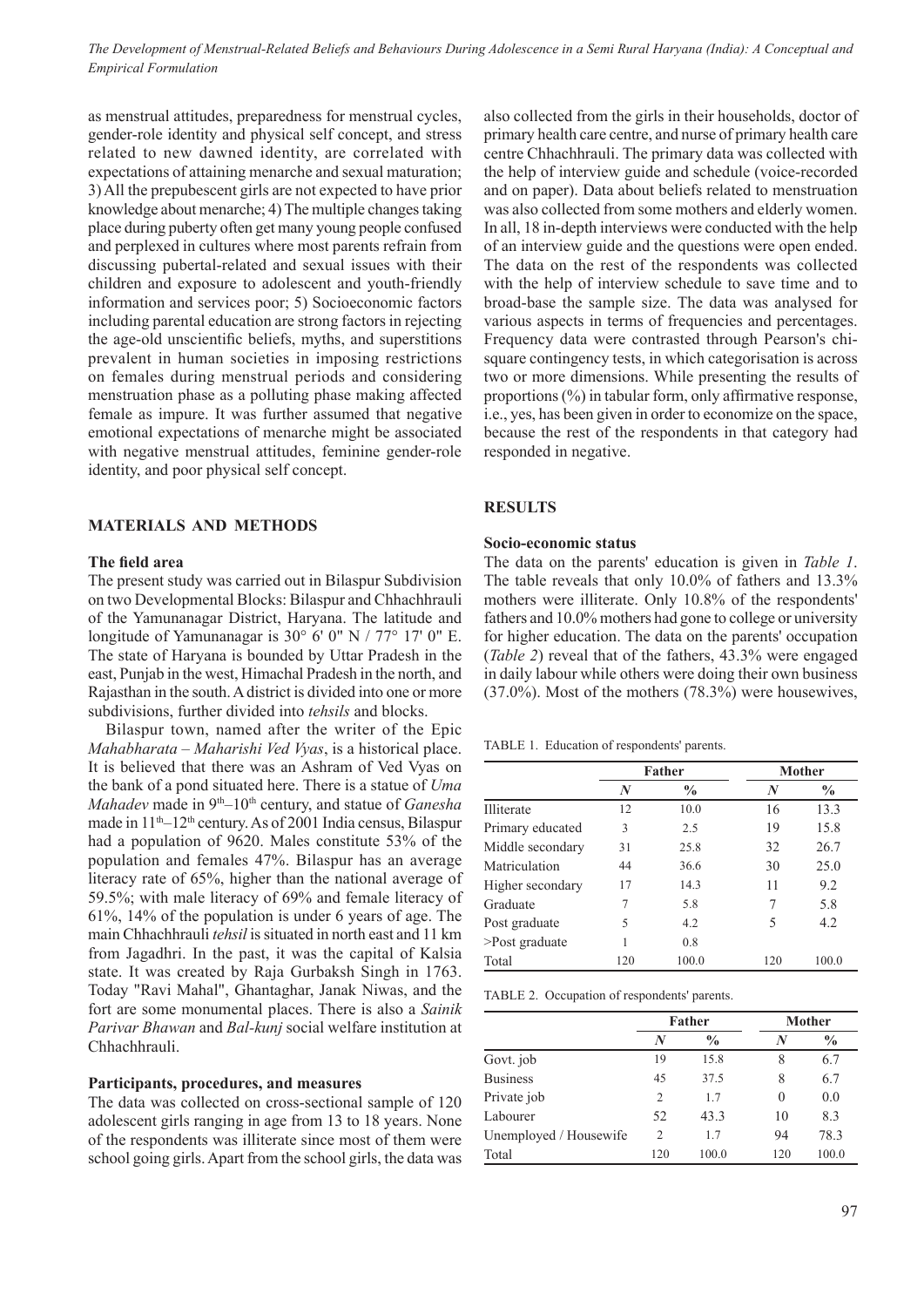as menstrual attitudes, preparedness for menstrual cycles, gender-role identity and physical self concept, and stress related to new dawned identity, are correlated with expectations of attaining menarche and sexual maturation; 3) All the prepubescent girls are not expected to have prior knowledge about menarche; 4) The multiple changes taking place during puberty often get many young people confused and perplexed in cultures where most parents refrain from discussing pubertal-related and sexual issues with their children and exposure to adolescent and youth-friendly information and services poor; 5) Socioeconomic factors including parental education are strong factors in rejecting the age-old unscientific beliefs, myths, and superstitions prevalent in human societies in imposing restrictions on females during menstrual periods and considering menstruation phase as a polluting phase making affected female as impure. It was further assumed that negative emotional expectations of menarche might be associated with negative menstrual attitudes, feminine gender-role identity, and poor physical self concept.

## MATERIALS AND METHODS

### The field area

The present study was carried out in Bilaspur Subdivision on two Developmental Blocks: Bilaspur and Chhachhrauli of the Yamunanagar District, Haryana. The latitude and longitude of Yamunanagar is 30° 6' 0" N / 77° 17' 0" E. The state of Haryana is bounded by Uttar Pradesh in the east, Punjab in the west, Himachal Pradesh in the north, and Rajasthan in the south. A district is divided into one or more subdivisions, further divided into *tehsils* and blocks.

Bilaspur town, named after the writer of the Epic *Mahabharata – Maharishi Ved Vyas*, is a historical place. It is believed that there was an Ashram of Ved Vyas on the bank of a pond situated here. There is a statue of *Uma Mahadev* made in 9th–10th century, and statue of *Ganesha* made in 11th–12th century. As of 2001 India census, Bilaspur had a population of 9620. Males constitute 53% of the population and females 47%. Bilaspur has an average literacy rate of 65%, higher than the national average of 59.5%; with male literacy of 69% and female literacy of 61%, 14% of the population is under 6 years of age. The main Chhachhrauli *tehsil* is situated in north east and 11 km from Jagadhri. In the past, it was the capital of Kalsia state. It was created by Raja Gurbaksh Singh in 1763. Today "Ravi Mahal", Ghantaghar, Janak Niwas, and the fort are some monumental places. There is also a *Sainik Parivar Bhawan* and *Bal-kunj* social welfare institution at Chhachhrauli.

### Participants, procedures, and measures

The data was collected on cross-sectional sample of 120 adolescent girls ranging in age from 13 to 18 years. None of the respondents was illiterate since most of them were school going girls. Apart from the school girls, the data was also collected from the girls in their households, doctor of primary health care centre, and nurse of primary health care centre Chhachhrauli. The primary data was collected with the help of interview guide and schedule (voice-recorded and on paper). Data about beliefs related to menstruation was also collected from some mothers and elderly women. In all, 18 in-depth interviews were conducted with the help of an interview guide and the questions were open ended. The data on the rest of the respondents was collected with the help of interview schedule to save time and to broad-base the sample size. The data was analysed for various aspects in terms of frequencies and percentages. Frequency data were contrasted through Pearson's chi-square contingency tests, in which categorisation is across two or more dimensions. While presenting the results of proportions (%) in tabular form, only affirmative response, i.e., yes, has been given in order to economize on the space, because the rest of the respondents in that category had responded in negative.

## RESULTS

### Socio-economic status

The data on the parents' education is given in *Table 1*. The table reveals that only 10.0% of fathers and 13.3% mothers were illiterate. Only 10.8% of the respondents' fathers and 10.0% mothers had gone to college or university for higher education. The data on the parents' occupation (*Table 2*) reveal that of the fathers, 43.3% were engaged in daily labour while others were doing their own business (37.0%). Most of the mothers (78.3%) were housewives,

TABLE 1. Education of respondents' parents.

| | Father | | Mother | |
|---|---|---|---|---|
| | *N* | % | *N* | % |
| Illiterate | 12 | 10.0 | 16 | 13.3 |
| Primary educated | 3 | 2.5 | 19 | 15.8 |
| Middle secondary | 31 | 25.8 | 32 | 26.7 |
| Matriculation | 44 | 36.6 | 30 | 25.0 |
| Higher secondary | 17 | 14.3 | 11 | 9.2 |
| Graduate | 7 | 5.8 | 7 | 5.8 |
| Post graduate | 5 | 4.2 | 5 | 4.2 |
| >Post graduate | 1 | 0.8 | | |
| Total | 120 | 100.0 | 120 | 100.0 |

TABLE 2. Occupation of respondents' parents.

| | Father | | Mother | |
|---|---|---|---|---|
| | *N* | % | *N* | % |
| Govt. job | 19 | 15.8 | 8 | 6.7 |
| Business | 45 | 37.5 | 8 | 6.7 |
| Private job | 2 | 1.7 | 0 | 0.0 |
| Labourer | 52 | 43.3 | 10 | 8.3 |
| Unemployed / Housewife | 2 | 1.7 | 94 | 78.3 |
| Total | 120 | 100.0 | 120 | 100.0 |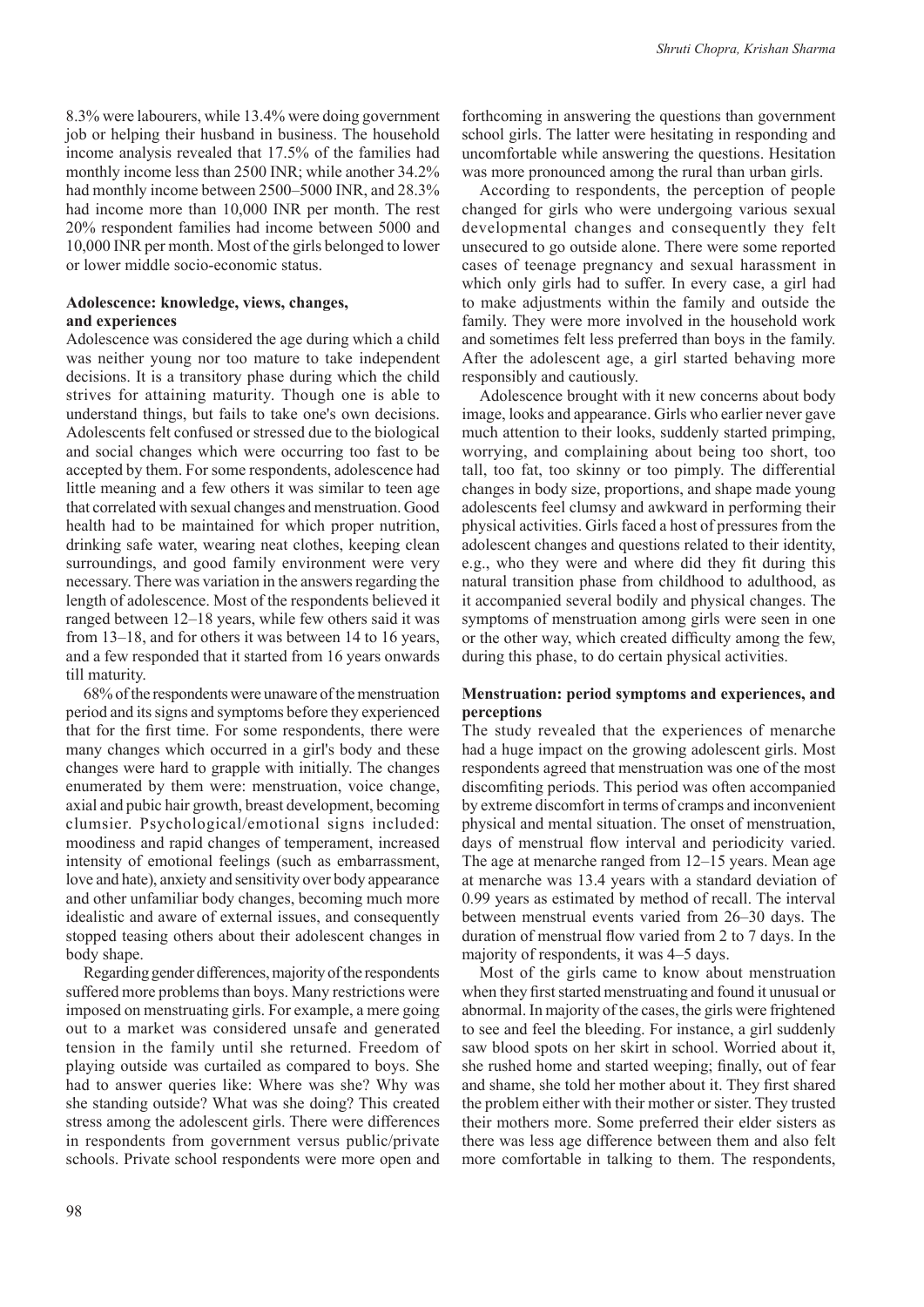8.3% were labourers, while 13.4% were doing government job or helping their husband in business. The household income analysis revealed that 17.5% of the families had monthly income less than 2500 INR; while another 34.2% had monthly income between 2500–5000 INR, and 28.3% had income more than 10,000 INR per month. The rest 20% respondent families had income between 5000 and 10,000 INR per month. Most of the girls belonged to lower or lower middle socio-economic status.

### Adolescence: knowledge, views, changes, and experiences

Adolescence was considered the age during which a child was neither young nor too mature to take independent decisions. It is a transitory phase during which the child strives for attaining maturity. Though one is able to understand things, but fails to take one's own decisions. Adolescents felt confused or stressed due to the biological and social changes which were occurring too fast to be accepted by them. For some respondents, adolescence had little meaning and a few others it was similar to teen age that correlated with sexual changes and menstruation. Good health had to be maintained for which proper nutrition, drinking safe water, wearing neat clothes, keeping clean surroundings, and good family environment were very necessary. There was variation in the answers regarding the length of adolescence. Most of the respondents believed it ranged between 12–18 years, while few others said it was from 13–18, and for others it was between 14 to 16 years, and a few responded that it started from 16 years onwards till maturity.

68% of the respondents were unaware of the menstruation period and its signs and symptoms before they experienced that for the first time. For some respondents, there were many changes which occurred in a girl's body and these changes were hard to grapple with initially. The changes enumerated by them were: menstruation, voice change, axial and pubic hair growth, breast development, becoming clumsier. Psychological/emotional signs included: moodiness and rapid changes of temperament, increased intensity of emotional feelings (such as embarrassment, love and hate), anxiety and sensitivity over body appearance and other unfamiliar body changes, becoming much more idealistic and aware of external issues, and consequently stopped teasing others about their adolescent changes in body shape.

Regarding gender differences, majority of the respondents suffered more problems than boys. Many restrictions were imposed on menstruating girls. For example, a mere going out to a market was considered unsafe and generated tension in the family until she returned. Freedom of playing outside was curtailed as compared to boys. She had to answer queries like: Where was she? Why was she standing outside? What was she doing? This created stress among the adolescent girls. There were differences in respondents from government versus public/private schools. Private school respondents were more open and forthcoming in answering the questions than government school girls. The latter were hesitating in responding and uncomfortable while answering the questions. Hesitation was more pronounced among the rural than urban girls.

According to respondents, the perception of people changed for girls who were undergoing various sexual developmental changes and consequently they felt unsecured to go outside alone. There were some reported cases of teenage pregnancy and sexual harassment in which only girls had to suffer. In every case, a girl had to make adjustments within the family and outside the family. They were more involved in the household work and sometimes felt less preferred than boys in the family. After the adolescent age, a girl started behaving more responsibly and cautiously.

Adolescence brought with it new concerns about body image, looks and appearance. Girls who earlier never gave much attention to their looks, suddenly started primping, worrying, and complaining about being too short, too tall, too fat, too skinny or too pimply. The differential changes in body size, proportions, and shape made young adolescents feel clumsy and awkward in performing their physical activities. Girls faced a host of pressures from the adolescent changes and questions related to their identity, e.g., who they were and where did they fit during this natural transition phase from childhood to adulthood, as it accompanied several bodily and physical changes. The symptoms of menstruation among girls were seen in one or the other way, which created difficulty among the few, during this phase, to do certain physical activities.

### Menstruation: period symptoms and experiences, and perceptions

The study revealed that the experiences of menarche had a huge impact on the growing adolescent girls. Most respondents agreed that menstruation was one of the most discomfiting periods. This period was often accompanied by extreme discomfort in terms of cramps and inconvenient physical and mental situation. The onset of menstruation, days of menstrual flow interval and periodicity varied. The age at menarche ranged from 12–15 years. Mean age at menarche was 13.4 years with a standard deviation of 0.99 years as estimated by method of recall. The interval between menstrual events varied from 26–30 days. The duration of menstrual flow varied from 2 to 7 days. In the majority of respondents, it was 4–5 days.

Most of the girls came to know about menstruation when they first started menstruating and found it unusual or abnormal. In majority of the cases, the girls were frightened to see and feel the bleeding. For instance, a girl suddenly saw blood spots on her skirt in school. Worried about it, she rushed home and started weeping; finally, out of fear and shame, she told her mother about it. They first shared the problem either with their mother or sister. They trusted their mothers more. Some preferred their elder sisters as there was less age difference between them and also felt more comfortable in talking to them. The respondents,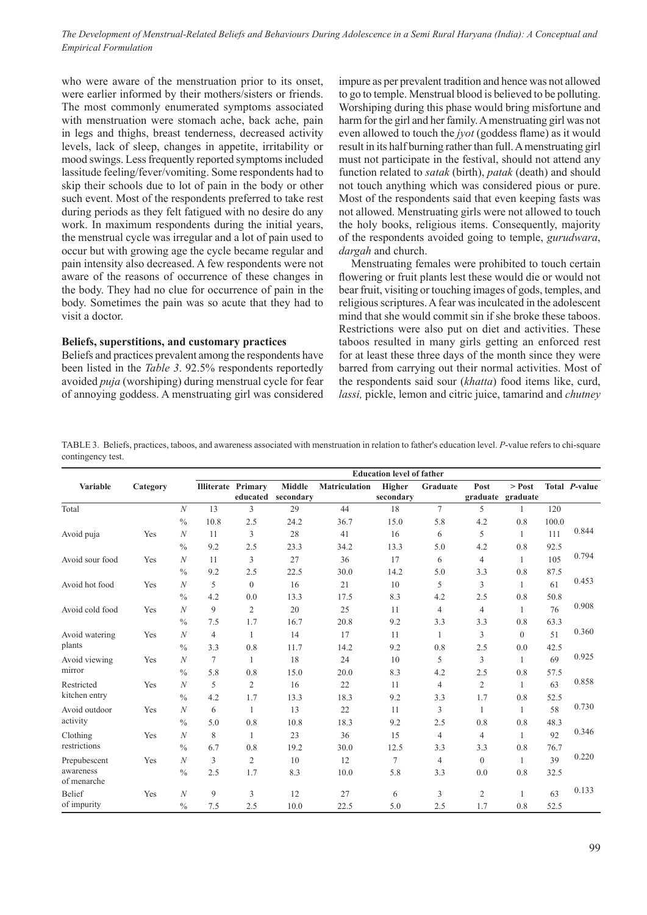who were aware of the menstruation prior to its onset, were earlier informed by their mothers/sisters or friends. The most commonly enumerated symptoms associated with menstruation were stomach ache, back ache, pain in legs and thighs, breast tenderness, decreased activity levels, lack of sleep, changes in appetite, irritability or mood swings. Less frequently reported symptoms included lassitude feeling/fever/vomiting. Some respondents had to skip their schools due to lot of pain in the body or other such event. Most of the respondents preferred to take rest during periods as they felt fatigued with no desire do any work. In maximum respondents during the initial years, the menstrual cycle was irregular and a lot of pain used to occur but with growing age the cycle became regular and pain intensity also decreased. A few respondents were not aware of the reasons of occurrence of these changes in the body. They had no clue for occurrence of pain in the body. Sometimes the pain was so acute that they had to visit a doctor.

### Beliefs, superstitions, and customary practices

Beliefs and practices prevalent among the respondents have been listed in the *Table 3*. 92.5% respondents reportedly avoided *puja* (worshiping) during menstrual cycle for fear of annoying goddess. A menstruating girl was considered impure as per prevalent tradition and hence was not allowed to go to temple. Menstrual blood is believed to be polluting. Worshiping during this phase would bring misfortune and harm for the girl and her family. A menstruating girl was not even allowed to touch the *jyot* (goddess flame) as it would result in its half burning rather than full. A menstruating girl must not participate in the festival, should not attend any function related to *satak* (birth), *patak* (death) and should not touch anything which was considered pious or pure. Most of the respondents said that even keeping fasts was not allowed. Menstruating girls were not allowed to touch the holy books, religious items. Consequently, majority of the respondents avoided going to temple, *gurudwara*, *dargah* and church.

Menstruating females were prohibited to touch certain flowering or fruit plants lest these would die or would not bear fruit, visiting or touching images of gods, temples, and religious scriptures. A fear was inculcated in the adolescent mind that she would commit sin if she broke these taboos. Restrictions were also put on diet and activities. These taboos resulted in many girls getting an enforced rest for at least these three days of the month since they were barred from carrying out their normal activities. Most of the respondents said sour (*khatta*) food items like, curd, *lassi,* pickle, lemon and citric juice, tamarind and *chutney*

TABLE 3. Beliefs, practices, taboos, and awareness associated with menstruation in relation to father's education level. *P*-value refers to chi-square contingency test.

| Variable | Category | | Education level of father | | | | | | | | Total | *P*-value |
|---|---|---|---|---|---|---|---|---|---|---|---|---|
| | | | Illiterate | Primary educated | Middle secondary | Matriculation | Higher secondary | Graduate | Post graduate | > Post graduate | | |
| Total | | *N* | 13 | 3 | 29 | 44 | 18 | 7 | 5 | 1 | 120 | |
| | | % | 10.8 | 2.5 | 24.2 | 36.7 | 15.0 | 5.8 | 4.2 | 0.8 | 100.0 | |
| Avoid puja | Yes | *N* | 11 | 3 | 28 | 41 | 16 | 6 | 5 | 1 | 111 | 0.844 |
| | | % | 9.2 | 2.5 | 23.3 | 34.2 | 13.3 | 5.0 | 4.2 | 0.8 | 92.5 | |
| Avoid sour food | Yes | *N* | 11 | 3 | 27 | 36 | 17 | 6 | 4 | 1 | 105 | 0.794 |
| | | % | 9.2 | 2.5 | 22.5 | 30.0 | 14.2 | 5.0 | 3.3 | 0.8 | 87.5 | |
| Avoid hot food | Yes | *N* | 5 | 0 | 16 | 21 | 10 | 5 | 3 | 1 | 61 | 0.453 |
| | | % | 4.2 | 0.0 | 13.3 | 17.5 | 8.3 | 4.2 | 2.5 | 0.8 | 50.8 | |
| Avoid cold food | Yes | *N* | 9 | 2 | 20 | 25 | 11 | 4 | 4 | 1 | 76 | 0.908 |
| | | % | 7.5 | 1.7 | 16.7 | 20.8 | 9.2 | 3.3 | 3.3 | 0.8 | 63.3 | |
| Avoid watering plants | Yes | *N* | 4 | 1 | 14 | 17 | 11 | 1 | 3 | 0 | 51 | 0.360 |
| | | % | 3.3 | 0.8 | 11.7 | 14.2 | 9.2 | 0.8 | 2.5 | 0.0 | 42.5 | |
| Avoid viewing mirror | Yes | *N* | 7 | 1 | 18 | 24 | 10 | 5 | 3 | 1 | 69 | 0.925 |
| | | % | 5.8 | 0.8 | 15.0 | 20.0 | 8.3 | 4.2 | 2.5 | 0.8 | 57.5 | |
| Restricted kitchen entry | Yes | *N* | 5 | 2 | 16 | 22 | 11 | 4 | 2 | 1 | 63 | 0.858 |
| | | % | 4.2 | 1.7 | 13.3 | 18.3 | 9.2 | 3.3 | 1.7 | 0.8 | 52.5 | |
| Avoid outdoor activity | Yes | *N* | 6 | 1 | 13 | 22 | 11 | 3 | 1 | 1 | 58 | 0.730 |
| | | % | 5.0 | 0.8 | 10.8 | 18.3 | 9.2 | 2.5 | 0.8 | 0.8 | 48.3 | |
| Clothing restrictions | Yes | *N* | 8 | 1 | 23 | 36 | 15 | 4 | 4 | 1 | 92 | 0.346 |
| | | % | 6.7 | 0.8 | 19.2 | 30.0 | 12.5 | 3.3 | 3.3 | 0.8 | 76.7 | |
| Prepubescent awareness of menarche | Yes | *N* | 3 | 2 | 10 | 12 | 7 | 4 | 0 | 1 | 39 | 0.220 |
| | | % | 2.5 | 1.7 | 8.3 | 10.0 | 5.8 | 3.3 | 0.0 | 0.8 | 32.5 | |
| Belief of impurity | Yes | *N* | 9 | 3 | 12 | 27 | 6 | 3 | 2 | 1 | 63 | 0.133 |
| | | % | 7.5 | 2.5 | 10.0 | 22.5 | 5.0 | 2.5 | 1.7 | 0.8 | 52.5 | |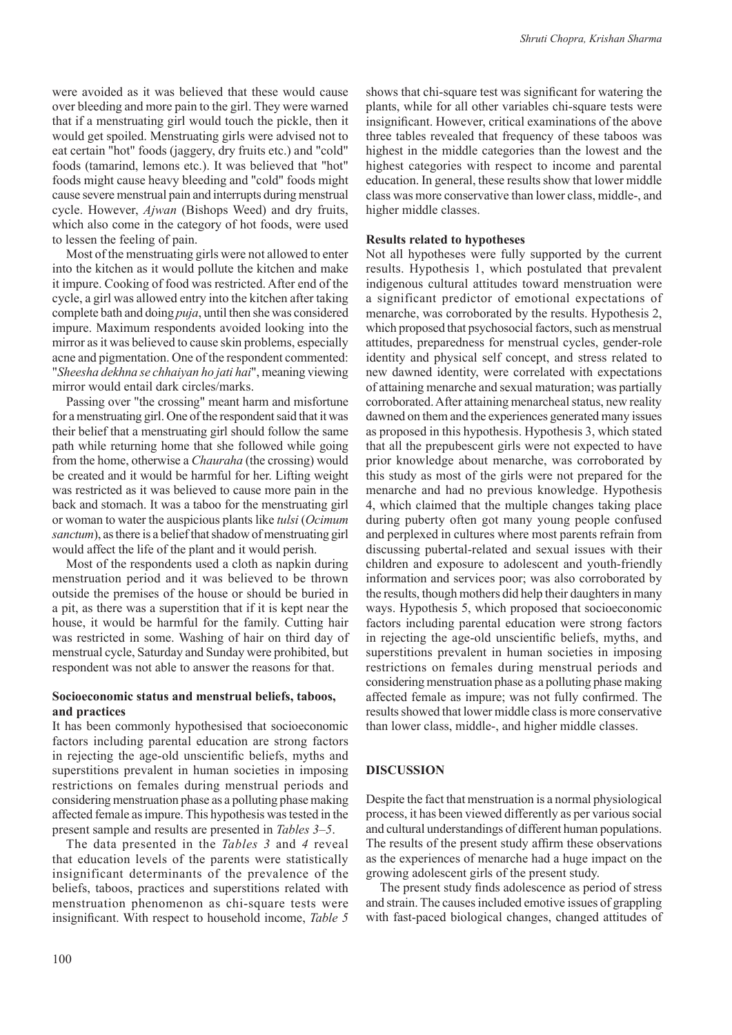were avoided as it was believed that these would cause over bleeding and more pain to the girl. They were warned that if a menstruating girl would touch the pickle, then it would get spoiled. Menstruating girls were advised not to eat certain "hot" foods (jaggery, dry fruits etc.) and "cold" foods (tamarind, lemons etc.). It was believed that "hot" foods might cause heavy bleeding and "cold" foods might cause severe menstrual pain and interrupts during menstrual cycle. However, *Ajwan* (Bishops Weed) and dry fruits, which also come in the category of hot foods, were used to lessen the feeling of pain.

Most of the menstruating girls were not allowed to enter into the kitchen as it would pollute the kitchen and make it impure. Cooking of food was restricted. After end of the cycle, a girl was allowed entry into the kitchen after taking complete bath and doing *puja*, until then she was considered impure. Maximum respondents avoided looking into the mirror as it was believed to cause skin problems, especially acne and pigmentation. One of the respondent commented: "*Sheesha dekhna se chhaiyan ho jati hai*", meaning viewing mirror would entail dark circles/marks.

Passing over "the crossing" meant harm and misfortune for a menstruating girl. One of the respondent said that it was their belief that a menstruating girl should follow the same path while returning home that she followed while going from the home, otherwise a *Chauraha* (the crossing) would be created and it would be harmful for her. Lifting weight was restricted as it was believed to cause more pain in the back and stomach. It was a taboo for the menstruating girl or woman to water the auspicious plants like *tulsi* (*Ocimum sanctum*), as there is a belief that shadow of menstruating girl would affect the life of the plant and it would perish.

Most of the respondents used a cloth as napkin during menstruation period and it was believed to be thrown outside the premises of the house or should be buried in a pit, as there was a superstition that if it is kept near the house, it would be harmful for the family. Cutting hair was restricted in some. Washing of hair on third day of menstrual cycle, Saturday and Sunday were prohibited, but respondent was not able to answer the reasons for that.

### Socioeconomic status and menstrual beliefs, taboos, and practices

It has been commonly hypothesised that socioeconomic factors including parental education are strong factors in rejecting the age-old unscientific beliefs, myths and superstitions prevalent in human societies in imposing restrictions on females during menstrual periods and considering menstruation phase as a polluting phase making affected female as impure. This hypothesis was tested in the present sample and results are presented in *Tables 3–5*.

The data presented in the *Tables 3* and *4* reveal that education levels of the parents were statistically insignificant determinants of the prevalence of the beliefs, taboos, practices and superstitions related with menstruation phenomenon as chi-square tests were insignificant. With respect to household income, *Table 5* shows that chi-square test was significant for watering the plants, while for all other variables chi-square tests were insignificant. However, critical examinations of the above three tables revealed that frequency of these taboos was highest in the middle categories than the lowest and the highest categories with respect to income and parental education. In general, these results show that lower middle class was more conservative than lower class, middle-, and higher middle classes.

### Results related to hypotheses

Not all hypotheses were fully supported by the current results. Hypothesis 1, which postulated that prevalent indigenous cultural attitudes toward menstruation were a significant predictor of emotional expectations of menarche, was corroborated by the results. Hypothesis 2, which proposed that psychosocial factors, such as menstrual attitudes, preparedness for menstrual cycles, gender-role identity and physical self concept, and stress related to new dawned identity, were correlated with expectations of attaining menarche and sexual maturation; was partially corroborated. After attaining menarcheal status, new reality dawned on them and the experiences generated many issues as proposed in this hypothesis. Hypothesis 3, which stated that all the prepubescent girls were not expected to have prior knowledge about menarche, was corroborated by this study as most of the girls were not prepared for the menarche and had no previous knowledge. Hypothesis 4, which claimed that the multiple changes taking place during puberty often got many young people confused and perplexed in cultures where most parents refrain from discussing pubertal-related and sexual issues with their children and exposure to adolescent and youth-friendly information and services poor; was also corroborated by the results, though mothers did help their daughters in many ways. Hypothesis 5, which proposed that socioeconomic factors including parental education were strong factors in rejecting the age-old unscientific beliefs, myths, and superstitions prevalent in human societies in imposing restrictions on females during menstrual periods and considering menstruation phase as a polluting phase making affected female as impure; was not fully confirmed. The results showed that lower middle class is more conservative than lower class, middle-, and higher middle classes.

## DISCUSSION

Despite the fact that menstruation is a normal physiological process, it has been viewed differently as per various social and cultural understandings of different human populations. The results of the present study affirm these observations as the experiences of menarche had a huge impact on the growing adolescent girls of the present study.

The present study finds adolescence as period of stress and strain. The causes included emotive issues of grappling with fast-paced biological changes, changed attitudes of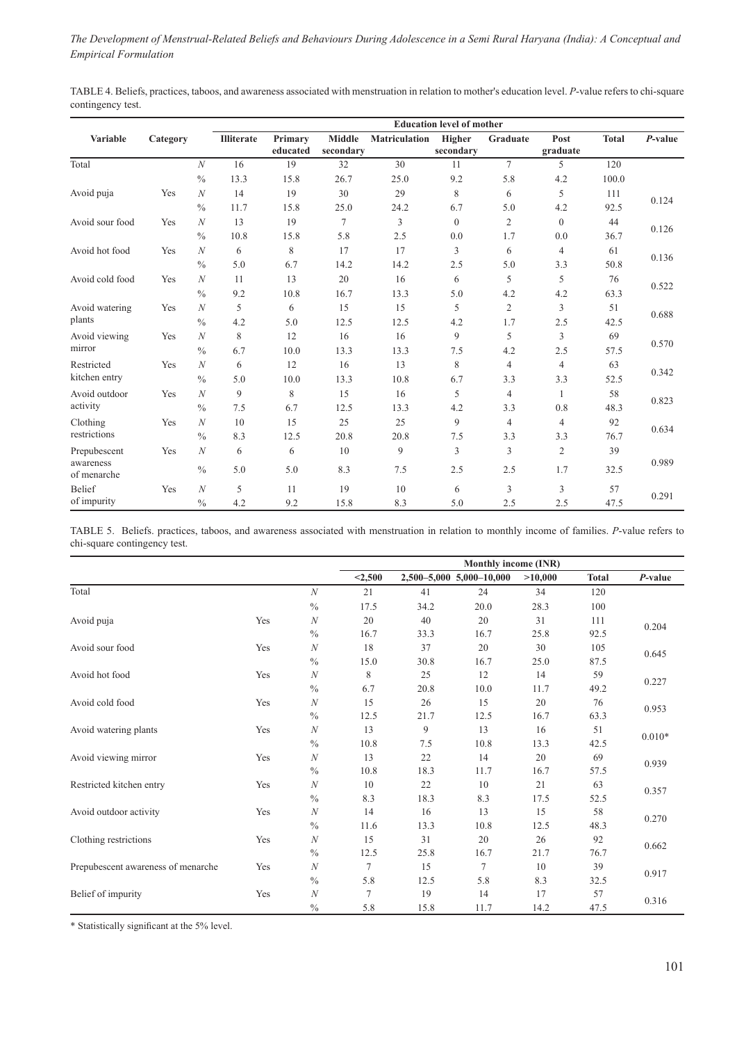TABLE 4. Beliefs, practices, taboos, and awareness associated with menstruation in relation to mother's education level. *P*-value refers to chi-square contingency test.

| Variable | Category | | Education level of mother | | | | | | | | |
|---|---|---|---|---|---|---|---|---|---|---|---|
| | | | Illiterate | Primary educated | Middle secondary | Matriculation | Higher secondary | Graduate | Post graduate | Total | *P*-value |
| Total | | *N* | 16 | 19 | 32 | 30 | 11 | 7 | 5 | 120 | |
| | | % | 13.3 | 15.8 | 26.7 | 25.0 | 9.2 | 5.8 | 4.2 | 100.0 | |
| Avoid puja | Yes | *N* | 14 | 19 | 30 | 29 | 8 | 6 | 5 | 111 | 0.124 |
| | | % | 11.7 | 15.8 | 25.0 | 24.2 | 6.7 | 5.0 | 4.2 | 92.5 | |
| Avoid sour food | Yes | *N* | 13 | 19 | 7 | 3 | 0 | 2 | 0 | 44 | 0.126 |
| | | % | 10.8 | 15.8 | 5.8 | 2.5 | 0.0 | 1.7 | 0.0 | 36.7 | |
| Avoid hot food | Yes | *N* | 6 | 8 | 17 | 17 | 3 | 6 | 4 | 61 | 0.136 |
| | | % | 5.0 | 6.7 | 14.2 | 14.2 | 2.5 | 5.0 | 3.3 | 50.8 | |
| Avoid cold food | Yes | *N* | 11 | 13 | 20 | 16 | 6 | 5 | 5 | 76 | 0.522 |
| | | % | 9.2 | 10.8 | 16.7 | 13.3 | 5.0 | 4.2 | 4.2 | 63.3 | |
| Avoid watering plants | Yes | *N* | 5 | 6 | 15 | 15 | 5 | 2 | 3 | 51 | 0.688 |
| | | % | 4.2 | 5.0 | 12.5 | 12.5 | 4.2 | 1.7 | 2.5 | 42.5 | |
| Avoid viewing mirror | Yes | *N* | 8 | 12 | 16 | 16 | 9 | 5 | 3 | 69 | 0.570 |
| | | % | 6.7 | 10.0 | 13.3 | 13.3 | 7.5 | 4.2 | 2.5 | 57.5 | |
| Restricted kitchen entry | Yes | *N* | 6 | 12 | 16 | 13 | 8 | 4 | 4 | 63 | 0.342 |
| | | % | 5.0 | 10.0 | 13.3 | 10.8 | 6.7 | 3.3 | 3.3 | 52.5 | |
| Avoid outdoor activity | Yes | *N* | 9 | 8 | 15 | 16 | 5 | 4 | 1 | 58 | 0.823 |
| | | % | 7.5 | 6.7 | 12.5 | 13.3 | 4.2 | 3.3 | 0.8 | 48.3 | |
| Clothing restrictions | Yes | *N* | 10 | 15 | 25 | 25 | 9 | 4 | 4 | 92 | 0.634 |
| | | % | 8.3 | 12.5 | 20.8 | 20.8 | 7.5 | 3.3 | 3.3 | 76.7 | |
| Prepubescent awareness of menarche | Yes | *N* | 6 | 6 | 10 | 9 | 3 | 3 | 2 | 39 | 0.989 |
| | | % | 5.0 | 5.0 | 8.3 | 7.5 | 2.5 | 2.5 | 1.7 | 32.5 | |
| Belief of impurity | Yes | *N* | 5 | 11 | 19 | 10 | 6 | 3 | 3 | 57 | 0.291 |
| | | % | 4.2 | 9.2 | 15.8 | 8.3 | 5.0 | 2.5 | 2.5 | 47.5 | |

TABLE 5. Beliefs. practices, taboos, and awareness associated with menstruation in relation to monthly income of families. *P*-value refers to chi-square contingency test.

| | | | Monthly income (INR) | | | | | |
|---|---|---|---|---|---|---|---|---|
| | | | <2,500 | 2,500–5,000 | 5,000–10,000 | >10,000 | Total | *P*-value |
| Total | | *N* | 21 | 41 | 24 | 34 | 120 | |
| | | % | 17.5 | 34.2 | 20.0 | 28.3 | 100 | |
| Avoid puja | Yes | *N* | 20 | 40 | 20 | 31 | 111 | 0.204 |
| | | % | 16.7 | 33.3 | 16.7 | 25.8 | 92.5 | |
| Avoid sour food | Yes | *N* | 18 | 37 | 20 | 30 | 105 | 0.645 |
| | | % | 15.0 | 30.8 | 16.7 | 25.0 | 87.5 | |
| Avoid hot food | Yes | *N* | 8 | 25 | 12 | 14 | 59 | 0.227 |
| | | % | 6.7 | 20.8 | 10.0 | 11.7 | 49.2 | |
| Avoid cold food | Yes | *N* | 15 | 26 | 15 | 20 | 76 | 0.953 |
| | | % | 12.5 | 21.7 | 12.5 | 16.7 | 63.3 | |
| Avoid watering plants | Yes | *N* | 13 | 9 | 13 | 16 | 51 | 0.010* |
| | | % | 10.8 | 7.5 | 10.8 | 13.3 | 42.5 | |
| Avoid viewing mirror | Yes | *N* | 13 | 22 | 14 | 20 | 69 | 0.939 |
| | | % | 10.8 | 18.3 | 11.7 | 16.7 | 57.5 | |
| Restricted kitchen entry | Yes | *N* | 10 | 22 | 10 | 21 | 63 | 0.357 |
| | | % | 8.3 | 18.3 | 8.3 | 17.5 | 52.5 | |
| Avoid outdoor activity | Yes | *N* | 14 | 16 | 13 | 15 | 58 | 0.270 |
| | | % | 11.6 | 13.3 | 10.8 | 12.5 | 48.3 | |
| Clothing restrictions | Yes | *N* | 15 | 31 | 20 | 26 | 92 | 0.662 |
| | | % | 12.5 | 25.8 | 16.7 | 21.7 | 76.7 | |
| Prepubescent awareness of menarche | Yes | *N* | 7 | 15 | 7 | 10 | 39 | 0.917 |
| | | % | 5.8 | 12.5 | 5.8 | 8.3 | 32.5 | |
| Belief of impurity | Yes | *N* | 7 | 19 | 14 | 17 | 57 | 0.316 |
| | | % | 5.8 | 15.8 | 11.7 | 14.2 | 47.5 | |

* Statistically significant at the 5% level.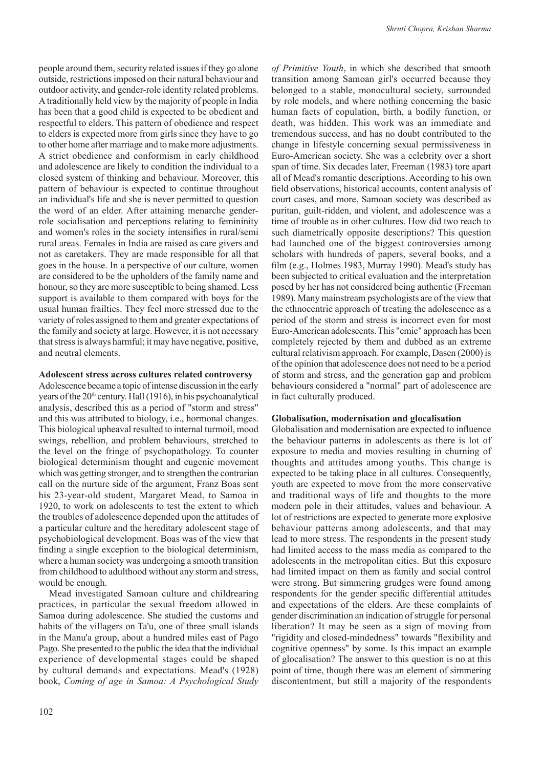people around them, security related issues if they go alone outside, restrictions imposed on their natural behaviour and outdoor activity, and gender-role identity related problems. A traditionally held view by the majority of people in India has been that a good child is expected to be obedient and respectful to elders. This pattern of obedience and respect to elders is expected more from girls since they have to go to other home after marriage and to make more adjustments. A strict obedience and conformism in early childhood and adolescence are likely to condition the individual to a closed system of thinking and behaviour. Moreover, this pattern of behaviour is expected to continue throughout an individual's life and she is never permitted to question the word of an elder. After attaining menarche gender-role socialisation and perceptions relating to femininity and women's roles in the society intensifies in rural/semi rural areas. Females in India are raised as care givers and not as caretakers. They are made responsible for all that goes in the house. In a perspective of our culture, women are considered to be the upholders of the family name and honour, so they are more susceptible to being shamed. Less support is available to them compared with boys for the usual human frailties. They feel more stressed due to the variety of roles assigned to them and greater expectations of the family and society at large. However, it is not necessary that stress is always harmful; it may have negative, positive, and neutral elements.

**Adolescent stress across cultures related controversy**

Adolescence became a topic of intense discussion in the early years of the 20th century. Hall (1916), in his psychoanalytical analysis, described this as a period of "storm and stress" and this was attributed to biology, i.e., hormonal changes. This biological upheaval resulted to internal turmoil, mood swings, rebellion, and problem behaviours, stretched to the level on the fringe of psychopathology. To counter biological determinism thought and eugenic movement which was getting stronger, and to strengthen the contrarian call on the nurture side of the argument, Franz Boas sent his 23-year-old student, Margaret Mead, to Samoa in 1920, to work on adolescents to test the extent to which the troubles of adolescence depended upon the attitudes of a particular culture and the hereditary adolescent stage of psychobiological development. Boas was of the view that finding a single exception to the biological determinism, where a human society was undergoing a smooth transition from childhood to adulthood without any storm and stress, would be enough.

Mead investigated Samoan culture and childrearing practices, in particular the sexual freedom allowed in Samoa during adolescence. She studied the customs and habits of the villagers on Ta'u, one of three small islands in the Manu'a group, about a hundred miles east of Pago Pago. She presented to the public the idea that the individual experience of developmental stages could be shaped by cultural demands and expectations. Mead's (1928) book, *Coming of age in Samoa: A Psychological Study of Primitive Youth*, in which she described that smooth transition among Samoan girl's occurred because they belonged to a stable, monocultural society, surrounded by role models, and where nothing concerning the basic human facts of copulation, birth, a bodily function, or death, was hidden. This work was an immediate and tremendous success, and has no doubt contributed to the change in lifestyle concerning sexual permissiveness in Euro-American society. She was a celebrity over a short span of time. Six decades later, Freeman (1983) tore apart all of Mead's romantic descriptions. According to his own field observations, historical accounts, content analysis of court cases, and more, Samoan society was described as puritan, guilt-ridden, and violent, and adolescence was a time of trouble as in other cultures. How did two reach to such diametrically opposite descriptions? This question had launched one of the biggest controversies among scholars with hundreds of papers, several books, and a film (e.g., Holmes 1983, Murray 1990). Mead's study has been subjected to critical evaluation and the interpretation posed by her has not considered being authentic (Freeman 1989). Many mainstream psychologists are of the view that the ethnocentric approach of treating the adolescence as a period of the storm and stress is incorrect even for most Euro-American adolescents. This "emic" approach has been completely rejected by them and dubbed as an extreme cultural relativism approach. For example, Dasen (2000) is of the opinion that adolescence does not need to be a period of storm and stress, and the generation gap and problem behaviours considered a "normal" part of adolescence are in fact culturally produced.

**Globalisation, modernisation and glocalisation**

Globalisation and modernisation are expected to influence the behaviour patterns in adolescents as there is lot of exposure to media and movies resulting in churning of thoughts and attitudes among youths. This change is expected to be taking place in all cultures. Consequently, youth are expected to move from the more conservative and traditional ways of life and thoughts to the more modern pole in their attitudes, values and behaviour. A lot of restrictions are expected to generate more explosive behaviour patterns among adolescents, and that may lead to more stress. The respondents in the present study had limited access to the mass media as compared to the adolescents in the metropolitan cities. But this exposure had limited impact on them as family and social control were strong. But simmering grudges were found among respondents for the gender specific differential attitudes and expectations of the elders. Are these complaints of gender discrimination an indication of struggle for personal liberation? It may be seen as a sign of moving from "rigidity and closed-mindedness" towards "flexibility and cognitive openness" by some. Is this impact an example of glocalisation? The answer to this question is no at this point of time, though there was an element of simmering discontentment, but still a majority of the respondents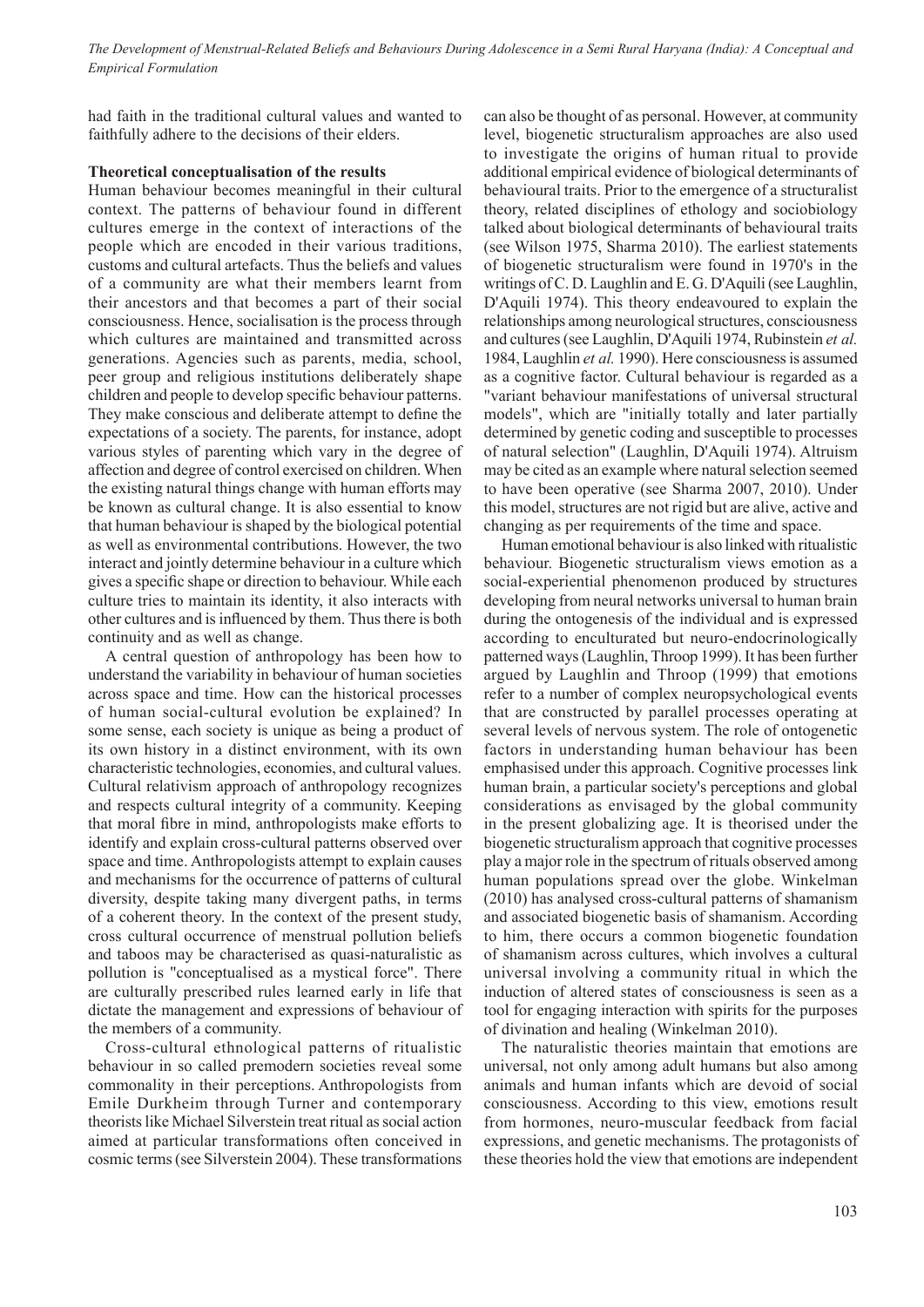had faith in the traditional cultural values and wanted to faithfully adhere to the decisions of their elders.

**Theoretical conceptualisation of the results**

Human behaviour becomes meaningful in their cultural context. The patterns of behaviour found in different cultures emerge in the context of interactions of the people which are encoded in their various traditions, customs and cultural artefacts. Thus the beliefs and values of a community are what their members learnt from their ancestors and that becomes a part of their social consciousness. Hence, socialisation is the process through which cultures are maintained and transmitted across generations. Agencies such as parents, media, school, peer group and religious institutions deliberately shape children and people to develop specific behaviour patterns. They make conscious and deliberate attempt to define the expectations of a society. The parents, for instance, adopt various styles of parenting which vary in the degree of affection and degree of control exercised on children. When the existing natural things change with human efforts may be known as cultural change. It is also essential to know that human behaviour is shaped by the biological potential as well as environmental contributions. However, the two interact and jointly determine behaviour in a culture which gives a specific shape or direction to behaviour. While each culture tries to maintain its identity, it also interacts with other cultures and is influenced by them. Thus there is both continuity and as well as change.

A central question of anthropology has been how to understand the variability in behaviour of human societies across space and time. How can the historical processes of human social-cultural evolution be explained? In some sense, each society is unique as being a product of its own history in a distinct environment, with its own characteristic technologies, economies, and cultural values. Cultural relativism approach of anthropology recognizes and respects cultural integrity of a community. Keeping that moral fibre in mind, anthropologists make efforts to identify and explain cross-cultural patterns observed over space and time. Anthropologists attempt to explain causes and mechanisms for the occurrence of patterns of cultural diversity, despite taking many divergent paths, in terms of a coherent theory. In the context of the present study, cross cultural occurrence of menstrual pollution beliefs and taboos may be characterised as quasi-naturalistic as pollution is "conceptualised as a mystical force". There are culturally prescribed rules learned early in life that dictate the management and expressions of behaviour of the members of a community.

Cross-cultural ethnological patterns of ritualistic behaviour in so called premodern societies reveal some commonality in their perceptions. Anthropologists from Emile Durkheim through Turner and contemporary theorists like Michael Silverstein treat ritual as social action aimed at particular transformations often conceived in cosmic terms (see Silverstein 2004). These transformations can also be thought of as personal. However, at community level, biogenetic structuralism approaches are also used to investigate the origins of human ritual to provide additional empirical evidence of biological determinants of behavioural traits. Prior to the emergence of a structuralist theory, related disciplines of ethology and sociobiology talked about biological determinants of behavioural traits (see Wilson 1975, Sharma 2010). The earliest statements of biogenetic structuralism were found in 1970's in the writings of C. D. Laughlin and E. G. D'Aquili (see Laughlin, D'Aquili 1974). This theory endeavoured to explain the relationships among neurological structures, consciousness and cultures (see Laughlin, D'Aquili 1974, Rubinstein *et al.* 1984, Laughlin *et al.* 1990). Here consciousness is assumed as a cognitive factor. Cultural behaviour is regarded as a "variant behaviour manifestations of universal structural models", which are "initially totally and later partially determined by genetic coding and susceptible to processes of natural selection" (Laughlin, D'Aquili 1974). Altruism may be cited as an example where natural selection seemed to have been operative (see Sharma 2007, 2010). Under this model, structures are not rigid but are alive, active and changing as per requirements of the time and space.

Human emotional behaviour is also linked with ritualistic behaviour. Biogenetic structuralism views emotion as a social-experiential phenomenon produced by structures developing from neural networks universal to human brain during the ontogenesis of the individual and is expressed according to enculturated but neuro-endocrinologically patterned ways (Laughlin, Throop 1999). It has been further argued by Laughlin and Throop (1999) that emotions refer to a number of complex neuropsychological events that are constructed by parallel processes operating at several levels of nervous system. The role of ontogenetic factors in understanding human behaviour has been emphasised under this approach. Cognitive processes link human brain, a particular society's perceptions and global considerations as envisaged by the global community in the present globalizing age. It is theorised under the biogenetic structuralism approach that cognitive processes play a major role in the spectrum of rituals observed among human populations spread over the globe. Winkelman (2010) has analysed cross-cultural patterns of shamanism and associated biogenetic basis of shamanism. According to him, there occurs a common biogenetic foundation of shamanism across cultures, which involves a cultural universal involving a community ritual in which the induction of altered states of consciousness is seen as a tool for engaging interaction with spirits for the purposes of divination and healing (Winkelman 2010).

The naturalistic theories maintain that emotions are universal, not only among adult humans but also among animals and human infants which are devoid of social consciousness. According to this view, emotions result from hormones, neuro-muscular feedback from facial expressions, and genetic mechanisms. The protagonists of these theories hold the view that emotions are independent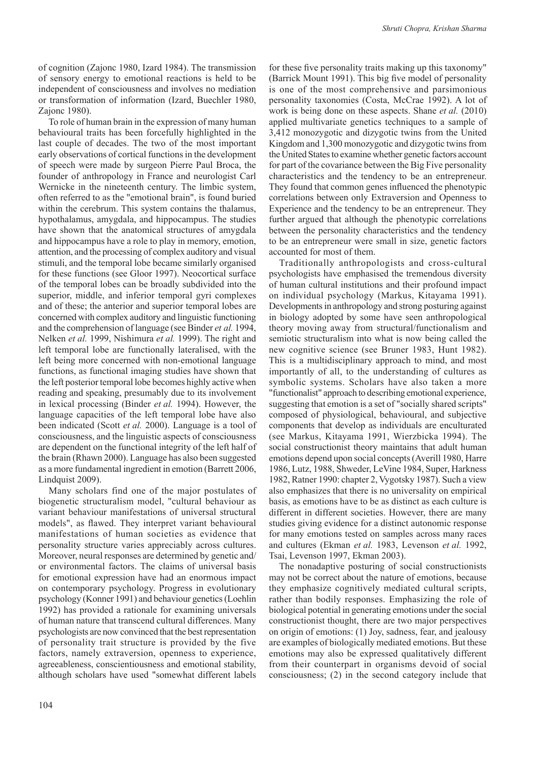of cognition (Zajonc 1980, Izard 1984). The transmission of sensory energy to emotional reactions is held to be independent of consciousness and involves no mediation or transformation of information (Izard, Buechler 1980, Zajonc 1980).

To role of human brain in the expression of many human behavioural traits has been forcefully highlighted in the last couple of decades. The two of the most important early observations of cortical functions in the development of speech were made by surgeon Pierre Paul Broca, the founder of anthropology in France and neurologist Carl Wernicke in the nineteenth century. The limbic system, often referred to as the "emotional brain", is found buried within the cerebrum. This system contains the thalamus, hypothalamus, amygdala, and hippocampus. The studies have shown that the anatomical structures of amygdala and hippocampus have a role to play in memory, emotion, attention, and the processing of complex auditory and visual stimuli, and the temporal lobe became similarly organised for these functions (see Gloor 1997). Neocortical surface of the temporal lobes can be broadly subdivided into the superior, middle, and inferior temporal gyri complexes and of these; the anterior and superior temporal lobes are concerned with complex auditory and linguistic functioning and the comprehension of language (see Binder *et al.* 1994, Nelken *et al.* 1999, Nishimura *et al.* 1999). The right and left temporal lobe are functionally lateralised, with the left being more concerned with non-emotional language functions, as functional imaging studies have shown that the left posterior temporal lobe becomes highly active when reading and speaking, presumably due to its involvement in lexical processing (Binder *et al.* 1994). However, the language capacities of the left temporal lobe have also been indicated (Scott *et al.* 2000). Language is a tool of consciousness, and the linguistic aspects of consciousness are dependent on the functional integrity of the left half of the brain (Rhawn 2000). Language has also been suggested as a more fundamental ingredient in emotion (Barrett 2006, Lindquist 2009).

Many scholars find one of the major postulates of biogenetic structuralism model, "cultural behaviour as variant behaviour manifestations of universal structural models", as flawed. They interpret variant behavioural manifestations of human societies as evidence that personality structure varies appreciably across cultures. Moreover, neural responses are determined by genetic and/or environmental factors. The claims of universal basis for emotional expression have had an enormous impact on contemporary psychology. Progress in evolutionary psychology (Konner 1991) and behaviour genetics (Loehlin 1992) has provided a rationale for examining universals of human nature that transcend cultural differences. Many psychologists are now convinced that the best representation of personality trait structure is provided by the five factors, namely extraversion, openness to experience, agreeableness, conscientiousness and emotional stability, although scholars have used "somewhat different labels for these five personality traits making up this taxonomy" (Barrick Mount 1991). This big five model of personality is one of the most comprehensive and parsimonious personality taxonomies (Costa, McCrae 1992). A lot of work is being done on these aspects. Shane *et al.* (2010) applied multivariate genetics techniques to a sample of 3,412 monozygotic and dizygotic twins from the United Kingdom and 1,300 monozygotic and dizygotic twins from the United States to examine whether genetic factors account for part of the covariance between the Big Five personality characteristics and the tendency to be an entrepreneur. They found that common genes influenced the phenotypic correlations between only Extraversion and Openness to Experience and the tendency to be an entrepreneur. They further argued that although the phenotypic correlations between the personality characteristics and the tendency to be an entrepreneur were small in size, genetic factors accounted for most of them.

Traditionally anthropologists and cross-cultural psychologists have emphasised the tremendous diversity of human cultural institutions and their profound impact on individual psychology (Markus, Kitayama 1991). Developments in anthropology and strong posturing against in biology adopted by some have seen anthropological theory moving away from structural/functionalism and semiotic structuralism into what is now being called the new cognitive science (see Bruner 1983, Hunt 1982). This is a multidisciplinary approach to mind, and most importantly of all, to the understanding of cultures as symbolic systems. Scholars have also taken a more "functionalist" approach to describing emotional experience, suggesting that emotion is a set of "socially shared scripts" composed of physiological, behavioural, and subjective components that develop as individuals are enculturated (see Markus, Kitayama 1991, Wierzbicka 1994). The social constructionist theory maintains that adult human emotions depend upon social concepts (Averill 1980, Harre 1986, Lutz, 1988, Shweder, LeVine 1984, Super, Harkness 1982, Ratner 1990: chapter 2, Vygotsky 1987). Such a view also emphasizes that there is no universality on empirical basis, as emotions have to be as distinct as each culture is different in different societies. However, there are many studies giving evidence for a distinct autonomic response for many emotions tested on samples across many races and cultures (Ekman *et al.* 1983, Levenson *et al.* 1992, Tsai, Levenson 1997, Ekman 2003).

The nonadaptive posturing of social constructionists may not be correct about the nature of emotions, because they emphasize cognitively mediated cultural scripts, rather than bodily responses. Emphasizing the role of biological potential in generating emotions under the social constructionist thought, there are two major perspectives on origin of emotions: (1) Joy, sadness, fear, and jealousy are examples of biologically mediated emotions. But these emotions may also be expressed qualitatively different from their counterpart in organisms devoid of social consciousness; (2) in the second category include that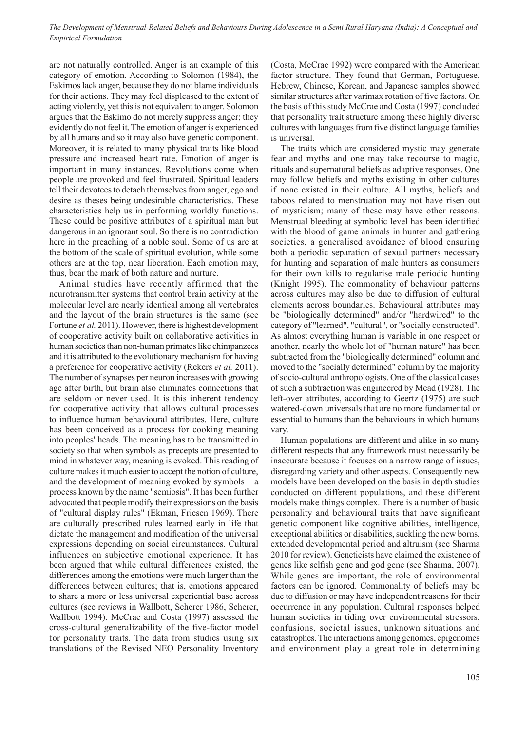are not naturally controlled. Anger is an example of this category of emotion. According to Solomon (1984), the Eskimos lack anger, because they do not blame individuals for their actions. They may feel displeased to the extent of acting violently, yet this is not equivalent to anger. Solomon argues that the Eskimo do not merely suppress anger; they evidently do not feel it. The emotion of anger is experienced by all humans and so it may also have genetic component. Moreover, it is related to many physical traits like blood pressure and increased heart rate. Emotion of anger is important in many instances. Revolutions come when people are provoked and feel frustrated. Spiritual leaders tell their devotees to detach themselves from anger, ego and desire as theses being undesirable characteristics. These characteristics help us in performing worldly functions. These could be positive attributes of a spiritual man but dangerous in an ignorant soul. So there is no contradiction here in the preaching of a noble soul. Some of us are at the bottom of the scale of spiritual evolution, while some others are at the top, near liberation. Each emotion may, thus, bear the mark of both nature and nurture.

Animal studies have recently affirmed that the neurotransmitter systems that control brain activity at the molecular level are nearly identical among all vertebrates and the layout of the brain structures is the same (see Fortune *et al.* 2011). However, there is highest development of cooperative activity built on collaborative activities in human societies than non-human primates like chimpanzees and it is attributed to the evolutionary mechanism for having a preference for cooperative activity (Rekers *et al.* 2011). The number of synapses per neuron increases with growing age after birth, but brain also eliminates connections that are seldom or never used. It is this inherent tendency for cooperative activity that allows cultural processes to influence human behavioural attributes. Here, culture has been conceived as a process for cooking meaning into peoples' heads. The meaning has to be transmitted in society so that when symbols as precepts are presented to mind in whatever way, meaning is evoked. This reading of culture makes it much easier to accept the notion of culture, and the development of meaning evoked by symbols – a process known by the name "semiosis". It has been further advocated that people modify their expressions on the basis of "cultural display rules" (Ekman, Friesen 1969). There are culturally prescribed rules learned early in life that dictate the management and modification of the universal expressions depending on social circumstances. Cultural influences on subjective emotional experience. It has been argued that while cultural differences existed, the differences among the emotions were much larger than the differences between cultures; that is, emotions appeared to share a more or less universal experiential base across cultures (see reviews in Wallbott, Scherer 1986, Scherer, Wallbott 1994). McCrae and Costa (1997) assessed the cross-cultural generalizability of the five-factor model for personality traits. The data from studies using six translations of the Revised NEO Personality Inventory (Costa, McCrae 1992) were compared with the American factor structure. They found that German, Portuguese, Hebrew, Chinese, Korean, and Japanese samples showed similar structures after varimax rotation of five factors. On the basis of this study McCrae and Costa (1997) concluded that personality trait structure among these highly diverse cultures with languages from five distinct language families is universal.

The traits which are considered mystic may generate fear and myths and one may take recourse to magic, rituals and supernatural beliefs as adaptive responses. One may follow beliefs and myths existing in other cultures if none existed in their culture. All myths, beliefs and taboos related to menstruation may not have risen out of mysticism; many of these may have other reasons. Menstrual bleeding at symbolic level has been identified with the blood of game animals in hunter and gathering societies, a generalised avoidance of blood ensuring both a periodic separation of sexual partners necessary for hunting and separation of male hunters as consumers for their own kills to regularise male periodic hunting (Knight 1995). The commonality of behaviour patterns across cultures may also be due to diffusion of cultural elements across boundaries. Behavioural attributes may be "biologically determined" and/or "hardwired" to the category of "learned", "cultural", or "socially constructed". As almost everything human is variable in one respect or another, nearly the whole lot of "human nature" has been subtracted from the "biologically determined" column and moved to the "socially determined" column by the majority of socio-cultural anthropologists. One of the classical cases of such a subtraction was engineered by Mead (1928). The left-over attributes, according to Geertz (1975) are such watered-down universals that are no more fundamental or essential to humans than the behaviours in which humans vary.

Human populations are different and alike in so many different respects that any framework must necessarily be inaccurate because it focuses on a narrow range of issues, disregarding variety and other aspects. Consequently new models have been developed on the basis in depth studies conducted on different populations, and these different models make things complex. There is a number of basic personality and behavioural traits that have significant genetic component like cognitive abilities, intelligence, exceptional abilities or disabilities, suckling the new borns, extended developmental period and altruism (see Sharma 2010 for review). Geneticists have claimed the existence of genes like selfish gene and god gene (see Sharma, 2007). While genes are important, the role of environmental factors can be ignored. Commonality of beliefs may be due to diffusion or may have independent reasons for their occurrence in any population. Cultural responses helped human societies in tiding over environmental stressors, confusions, societal issues, unknown situations and catastrophes. The interactions among genomes, epigenomes and environment play a great role in determining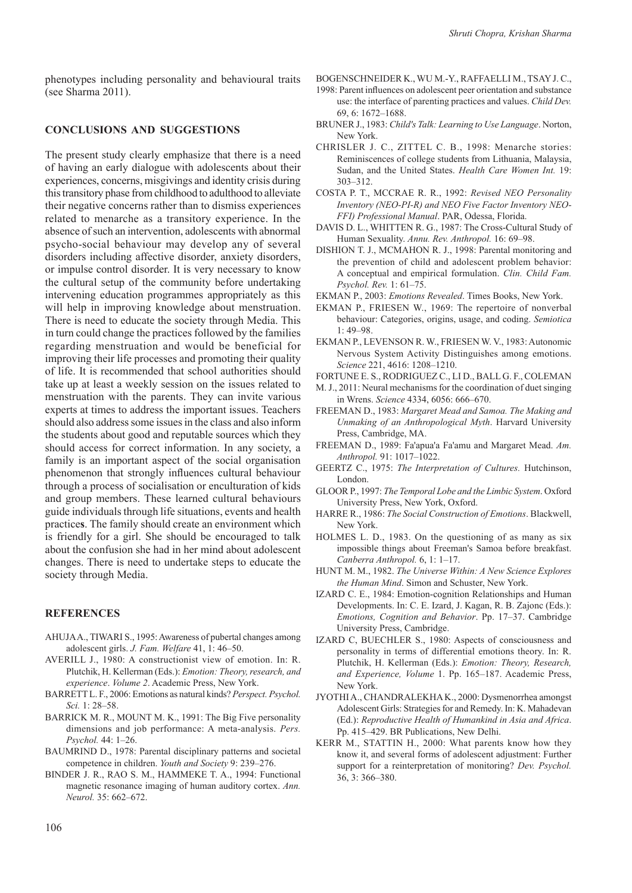phenotypes including personality and behavioural traits (see Sharma 2011).

## CONCLUSIONS AND SUGGESTIONS

The present study clearly emphasize that there is a need of having an early dialogue with adolescents about their experiences, concerns, misgivings and identity crisis during this transitory phase from childhood to adulthood to alleviate their negative concerns rather than to dismiss experiences related to menarche as a transitory experience. In the absence of such an intervention, adolescents with abnormal psycho-social behaviour may develop any of several disorders including affective disorder, anxiety disorders, or impulse control disorder. It is very necessary to know the cultural setup of the community before undertaking intervening education programmes appropriately as this will help in improving knowledge about menstruation. There is need to educate the society through Media. This in turn could change the practices followed by the families regarding menstruation and would be beneficial for improving their life processes and promoting their quality of life. It is recommended that school authorities should take up at least a weekly session on the issues related to menstruation with the parents. They can invite various experts at times to address the important issues. Teachers should also address some issues in the class and also inform the students about good and reputable sources which they should access for correct information. In any society, a family is an important aspect of the social organisation phenomenon that strongly influences cultural behaviour through a process of socialisation or enculturation of kids and group members. These learned cultural behaviours guide individuals through life situations, events and health practice**s**. The family should create an environment which is friendly for a girl. She should be encouraged to talk about the confusion she had in her mind about adolescent changes. There is need to undertake steps to educate the society through Media.

## REFERENCES

AHUJA A., TIWARI S., 1995: Awareness of pubertal changes among adolescent girls. *J. Fam. Welfare* 41, 1: 46–50.

AVERILL J., 1980: A constructionist view of emotion. In: R. Plutchik, H. Kellerman (Eds.): *Emotion: Theory, research, and experience*. *Volume 2*. Academic Press, New York.

BARRETT L. F., 2006: Emotions as natural kinds? *Perspect. Psychol. Sci.* 1: 28–58.

BARRICK M. R., MOUNT M. K., 1991: The Big Five personality dimensions and job performance: A meta-analysis. *Pers. Psychol.* 44: 1–26.

BAUMRIND D., 1978: Parental disciplinary patterns and societal competence in children. *Youth and Society* 9: 239–276.

BINDER J. R., RAO S. M., HAMMEKE T. A., 1994: Functional magnetic resonance imaging of human auditory cortex. *Ann. Neurol.* 35: 662–672.

BOGENSCHNEIDER K., WU M.-Y., RAFFAELLI M., TSAY J. C., 1998: Parent influences on adolescent peer orientation and substance use: the interface of parenting practices and values. *Child Dev.* 69, 6: 1672–1688.

BRUNER J., 1983: *Child's Talk: Learning to Use Language*. Norton, New York.

CHRISLER J. C., ZITTEL C. B., 1998: Menarche stories: Reminiscences of college students from Lithuania, Malaysia, Sudan, and the United States. *Health Care Women Int.* 19: 303–312.

COSTA P. T., MCCRAE R. R., 1992: *Revised NEO Personality Inventory (NEO-PI-R) and NEO Five Factor Inventory NEO-FFI) Professional Manual*. PAR, Odessa, Florida.

DAVIS D. L., WHITTEN R. G., 1987: The Cross-Cultural Study of Human Sexuality. *Annu. Rev. Anthropol.* 16: 69–98.

DISHION T. J., MCMAHON R. J., 1998: Parental monitoring and the prevention of child and adolescent problem behavior: A conceptual and empirical formulation. *Clin. Child Fam. Psychol. Rev.* 1: 61–75.

EKMAN P., 2003: *Emotions Revealed*. Times Books, New York.

EKMAN P., FRIESEN W., 1969: The repertoire of nonverbal behaviour: Categories, origins, usage, and coding. *Semiotica* 1: 49–98.

EKMAN P., LEVENSON R. W., FRIESEN W. V., 1983: Autonomic Nervous System Activity Distinguishes among emotions. *Science* 221, 4616: 1208–1210.

FORTUNE E. S., RODRIGUEZ C., LI D., BALL G. F., COLEMAN M. J., 2011: Neural mechanisms for the coordination of duet singing in Wrens. *Science* 4334, 6056: 666–670.

FREEMAN D., 1983: *Margaret Mead and Samoa. The Making and Unmaking of an Anthropological Myth*. Harvard University Press, Cambridge, MA.

FREEMAN D., 1989: Fa'apua'a Fa'amu and Margaret Mead. *Am. Anthropol.* 91: 1017–1022.

GEERTZ C., 1975: *The Interpretation of Cultures.* Hutchinson, London.

GLOOR P., 1997: *The Temporal Lobe and the Limbic System*. Oxford University Press, New York, Oxford.

HARRE R., 1986: *The Social Construction of Emotions*. Blackwell, New York.

HOLMES L. D., 1983. On the questioning of as many as six impossible things about Freeman's Samoa before breakfast. *Canberra Anthropol.* 6, 1: 1–17.

HUNT M. M., 1982. *The Universe Within: A New Science Explores the Human Mind*. Simon and Schuster, New York.

IZARD C. E., 1984: Emotion-cognition Relationships and Human Developments. In: C. E. Izard, J. Kagan, R. B. Zajonc (Eds.): *Emotions, Cognition and Behavior*. Pp. 17–37. Cambridge University Press, Cambridge.

IZARD C, BUECHLER S., 1980: Aspects of consciousness and personality in terms of differential emotions theory. In: R. Plutchik, H. Kellerman (Eds.): *Emotion: Theory, Research, and Experience, Volume* 1. Pp. 165–187. Academic Press, New York.

JYOTHI A., CHANDRALEKHA K., 2000: Dysmenorrhea amongst Adolescent Girls: Strategies for and Remedy. In: K. Mahadevan (Ed.): *Reproductive Health of Humankind in Asia and Africa*. Pp. 415–429. BR Publications, New Delhi.

KERR M., STATTIN H., 2000: What parents know how they know it, and several forms of adolescent adjustment: Further support for a reinterpretation of monitoring? *Dev. Psychol.* 36, 3: 366–380.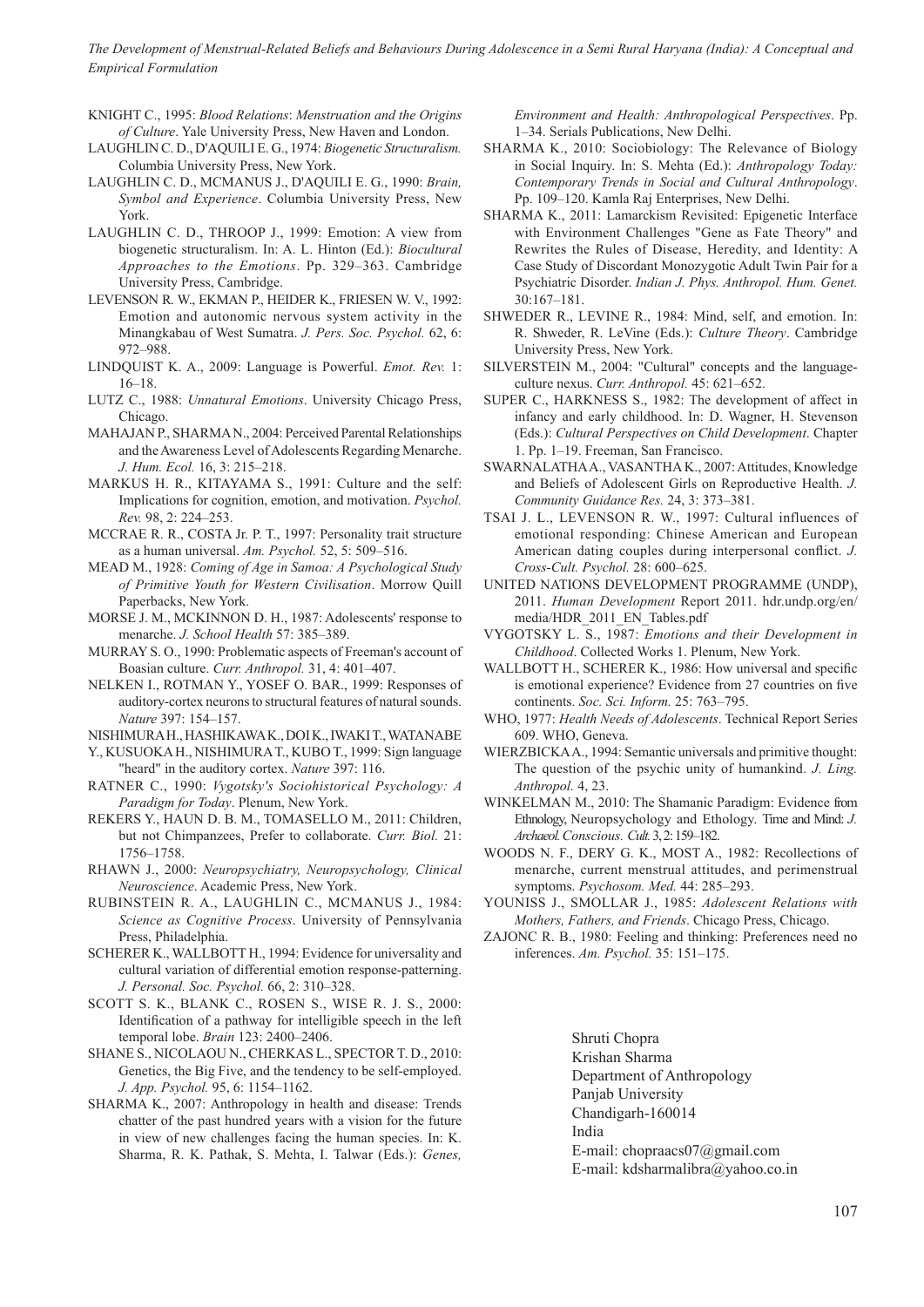KNIGHT C., 1995: *Blood Relations*: *Menstruation and the Origins of Culture*. Yale University Press, New Haven and London.

LAUGHLIN C. D., D'AQUILI E. G., 1974: *Biogenetic Structuralism.* Columbia University Press, New York.

LAUGHLIN C. D., MCMANUS J., D'AQUILI E. G., 1990: *Brain, Symbol and Experience*. Columbia University Press, New York.

LAUGHLIN C. D., THROOP J., 1999: Emotion: A view from biogenetic structuralism. In: A. L. Hinton (Ed.): *Biocultural Approaches to the Emotions*. Pp. 329–363. Cambridge University Press, Cambridge.

LEVENSON R. W., EKMAN P., HEIDER K., FRIESEN W. V., 1992: Emotion and autonomic nervous system activity in the Minangkabau of West Sumatra. *J. Pers. Soc. Psychol.* 62, 6: 972–988.

LINDQUIST K. A., 2009: Language is Powerful. *Emot. Rev.* 1: 16–18.

LUTZ C., 1988: *Unnatural Emotions*. University Chicago Press, Chicago.

MAHAJAN P., SHARMA N., 2004: Perceived Parental Relationships and the Awareness Level of Adolescents Regarding Menarche. *J. Hum. Ecol.* 16, 3: 215–218.

MARKUS H. R., KITAYAMA S., 1991: Culture and the self: Implications for cognition, emotion, and motivation. *Psychol. Rev.* 98, 2: 224–253.

MCCRAE R. R., COSTA Jr. P. T., 1997: Personality trait structure as a human universal. *Am. Psychol.* 52, 5: 509–516.

MEAD M., 1928: *Coming of Age in Samoa: A Psychological Study of Primitive Youth for Western Civilisation*. Morrow Quill Paperbacks, New York.

MORSE J. M., MCKINNON D. H., 1987: Adolescents' response to menarche. *J. School Health* 57: 385–389.

MURRAY S. O., 1990: Problematic aspects of Freeman's account of Boasian culture. *Curr. Anthropol.* 31, 4: 401–407.

NELKEN I., ROTMAN Y., YOSEF O. BAR., 1999: Responses of auditory-cortex neurons to structural features of natural sounds. *Nature* 397: 154–157.

NISHIMURA H., HASHIKAWA K., DOI K., IWAKI T., WATANABE Y., KUSUOKA H., NISHIMURA T., KUBO T., 1999: Sign language "heard" in the auditory cortex. *Nature* 397: 116.

RATNER C., 1990: *Vygotsky's Sociohistorical Psychology: A Paradigm for Today*. Plenum, New York.

REKERS Y., HAUN D. B. M., TOMASELLO M., 2011: Children, but not Chimpanzees, Prefer to collaborate. *Curr. Biol.* 21: 1756–1758.

RHAWN J., 2000: *Neuropsychiatry, Neuropsychology, Clinical Neuroscience*. Academic Press, New York.

RUBINSTEIN R. A., LAUGHLIN C., MCMANUS J., 1984: *Science as Cognitive Process*. University of Pennsylvania Press, Philadelphia.

SCHERER K., WALLBOTT H., 1994: Evidence for universality and cultural variation of differential emotion response-patterning. *J. Personal. Soc. Psychol.* 66, 2: 310–328.

SCOTT S. K., BLANK C., ROSEN S., WISE R. J. S., 2000: Identification of a pathway for intelligible speech in the left temporal lobe. *Brain* 123: 2400–2406.

SHANE S., NICOLAOU N., CHERKAS L., SPECTOR T. D., 2010: Genetics, the Big Five, and the tendency to be self-employed. *J. App. Psychol.* 95, 6: 1154–1162.

SHARMA K., 2007: Anthropology in health and disease: Trends chatter of the past hundred years with a vision for the future in view of new challenges facing the human species. In: K. Sharma, R. K. Pathak, S. Mehta, I. Talwar (Eds.): *Genes, Environment and Health: Anthropological Perspectives*. Pp. 1–34. Serials Publications, New Delhi.

SHARMA K., 2010: Sociobiology: The Relevance of Biology in Social Inquiry. In: S. Mehta (Ed.): *Anthropology Today: Contemporary Trends in Social and Cultural Anthropology*. Pp. 109–120. Kamla Raj Enterprises, New Delhi.

SHARMA K., 2011: Lamarckism Revisited: Epigenetic Interface with Environment Challenges "Gene as Fate Theory" and Rewrites the Rules of Disease, Heredity, and Identity: A Case Study of Discordant Monozygotic Adult Twin Pair for a Psychiatric Disorder. *Indian J. Phys. Anthropol. Hum. Genet.* 30:167–181.

SHWEDER R., LEVINE R., 1984: Mind, self, and emotion. In: R. Shweder, R. LeVine (Eds.): *Culture Theory*. Cambridge University Press, New York.

SILVERSTEIN M., 2004: "Cultural" concepts and the language-culture nexus. *Curr. Anthropol.* 45: 621–652.

SUPER C., HARKNESS S., 1982: The development of affect in infancy and early childhood. In: D. Wagner, H. Stevenson (Eds.): *Cultural Perspectives on Child Development*. Chapter 1. Pp. 1–19. Freeman, San Francisco.

SWARNALATHA A., VASANTHA K., 2007: Attitudes, Knowledge and Beliefs of Adolescent Girls on Reproductive Health. *J. Community Guidance Res.* 24, 3: 373–381.

TSAI J. L., LEVENSON R. W., 1997: Cultural influences of emotional responding: Chinese American and European American dating couples during interpersonal conflict. *J. Cross-Cult. Psychol.* 28: 600–625.

UNITED NATIONS DEVELOPMENT PROGRAMME (UNDP), 2011. *Human Development* Report 2011. hdr.undp.org/en/media/HDR_2011_EN_Tables.pdf

VYGOTSKY L. S., 1987: *Emotions and their Development in Childhood*. Collected Works 1. Plenum, New York.

WALLBOTT H., SCHERER K., 1986: How universal and specific is emotional experience? Evidence from 27 countries on five continents. *Soc. Sci. Inform.* 25: 763–795.

WHO, 1977: *Health Needs of Adolescents*. Technical Report Series 609. WHO, Geneva.

WIERZBICKA A., 1994: Semantic universals and primitive thought: The question of the psychic unity of humankind. *J. Ling. Anthropol.* 4, 23.

WINKELMAN M., 2010: The Shamanic Paradigm: Evidence from Ethnology, Neuropsychology and Ethology. Time and Mind: *J. Archaeol. Conscious. Cult.* 3, 2: 159–182.

WOODS N. F., DERY G. K., MOST A., 1982: Recollections of menarche, current menstrual attitudes, and perimenstrual symptoms. *Psychosom. Med.* 44: 285–293.

YOUNISS J., SMOLLAR J., 1985: *Adolescent Relations with Mothers, Fathers, and Friends*. Chicago Press, Chicago.

ZAJONC R. B., 1980: Feeling and thinking: Preferences need no inferences. *Am. Psychol.* 35: 151–175.

Shruti Chopra
Krishan Sharma
Department of Anthropology
Panjab University
Chandigarh-160014
India
E-mail: chopraacs07@gmail.com
E-mail: kdsharmalibra@yahoo.co.in